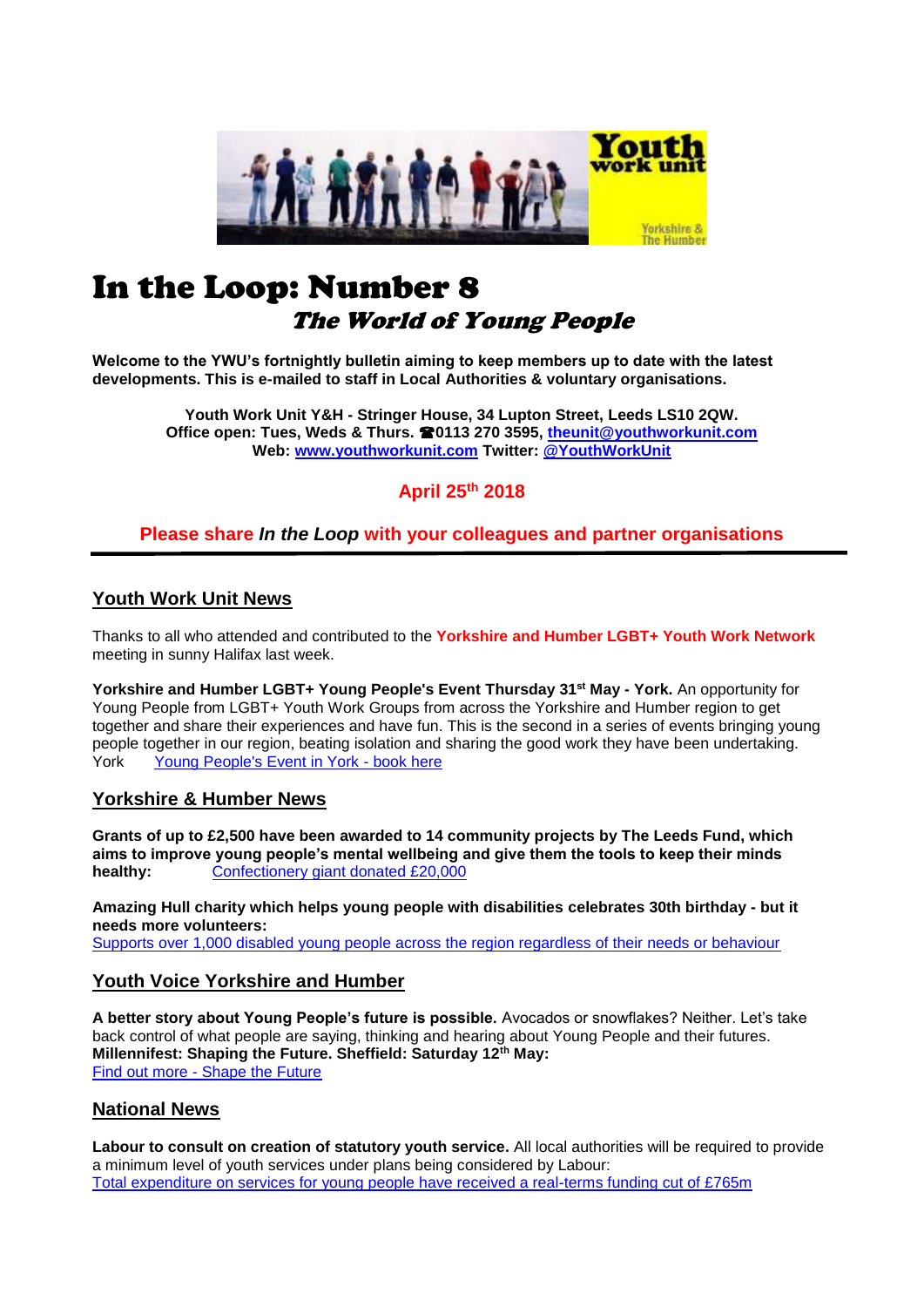# In the Loop: Number 8

## *The World of Young People*

**Welcome to the YWU's fortnightly bulletin aiming to keep members up to date with the latest developments. This is e-mailed to staff in Local Authorities & voluntary organisations.**

**Youth Work Unit Y&H - Stringer House, 34 Lupton Street, Leeds LS10 2QW.**
**Office open: Tues, Weds & Thurs. ☎0113 270 3595, [theunit@youthworkunit.com](mailto:theunit@youthworkunit.com)**
**Web: [www.youthworkunit.com](http://www.youthworkunit.com) Twitter: [@YouthWorkUnit](https://twitter.com/YouthWorkUnit)**

**April 25th 2018**

**Please share *In the Loop* with your colleagues and partner organisations**

---

## Youth Work Unit News

Thanks to all who attended and contributed to the **Yorkshire and Humber LGBT+ Youth Work Network** meeting in sunny Halifax last week.

**Yorkshire and Humber LGBT+ Young People's Event Thursday 31st May - York.** An opportunity for Young People from LGBT+ Youth Work Groups from across the Yorkshire and Humber region to get together and share their experiences and have fun. This is the second in a series of events bringing young people together in our region, beating isolation and sharing the good work they have been undertaking.
York [Young People's Event in York - book here]()

## Yorkshire & Humber News

**Grants of up to £2,500 have been awarded to 14 community projects by The Leeds Fund, which aims to improve young people's mental wellbeing and give them the tools to keep their minds healthy:** [Confectionery giant donated £20,000]()

**Amazing Hull charity which helps young people with disabilities celebrates 30th birthday - but it needs more volunteers:**
[Supports over 1,000 disabled young people across the region regardless of their needs or behaviour]()

## Youth Voice Yorkshire and Humber

**A better story about Young People's future is possible.** Avocados or snowflakes? Neither. Let's take back control of what people are saying, thinking and hearing about Young People and their futures.
**Millennifest: Shaping the Future. Sheffield: Saturday 12th May:**
[Find out more - Shape the Future]()

## National News

**Labour to consult on creation of statutory youth service.** All local authorities will be required to provide a minimum level of youth services under plans being considered by Labour:
[Total expenditure on services for young people have received a real-terms funding cut of £765m]()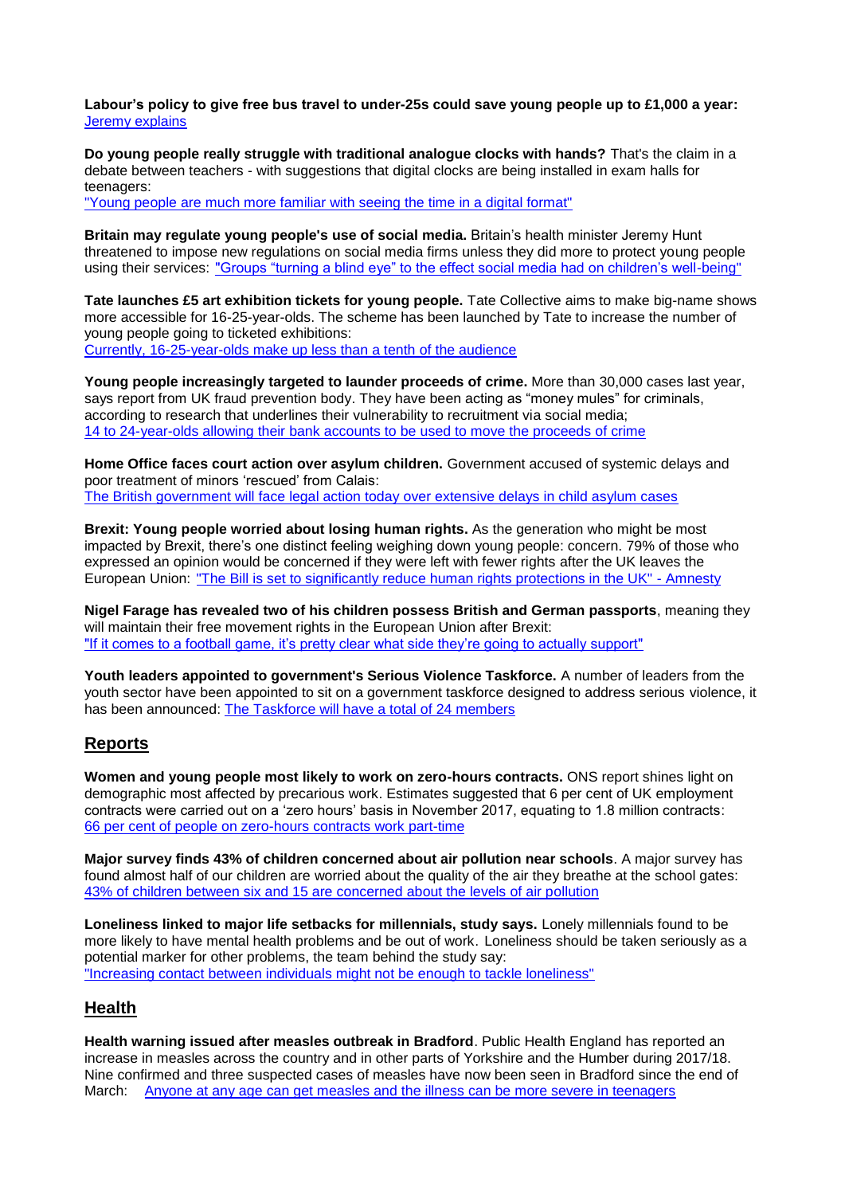**Labour's policy to give free bus travel to under-25s could save young people up to £1,000 a year:** Jeremy explains

**Do young people really struggle with traditional analogue clocks with hands?** That's the claim in a debate between teachers - with suggestions that digital clocks are being installed in exam halls for teenagers:
"Young people are much more familiar with seeing the time in a digital format"

**Britain may regulate young people's use of social media.** Britain's health minister Jeremy Hunt threatened to impose new regulations on social media firms unless they did more to protect young people using their services: "Groups "turning a blind eye" to the effect social media had on children's well-being"

**Tate launches £5 art exhibition tickets for young people.** Tate Collective aims to make big-name shows more accessible for 16-25-year-olds. The scheme has been launched by Tate to increase the number of young people going to ticketed exhibitions:
Currently, 16-25-year-olds make up less than a tenth of the audience

**Young people increasingly targeted to launder proceeds of crime.** More than 30,000 cases last year, says report from UK fraud prevention body. They have been acting as "money mules" for criminals, according to research that underlines their vulnerability to recruitment via social media;
14 to 24-year-olds allowing their bank accounts to be used to move the proceeds of crime

**Home Office faces court action over asylum children.** Government accused of systemic delays and poor treatment of minors 'rescued' from Calais:
The British government will face legal action today over extensive delays in child asylum cases

**Brexit: Young people worried about losing human rights.** As the generation who might be most impacted by Brexit, there's one distinct feeling weighing down young people: concern. 79% of those who expressed an opinion would be concerned if they were left with fewer rights after the UK leaves the European Union: "The Bill is set to significantly reduce human rights protections in the UK" - Amnesty

**Nigel Farage has revealed two of his children possess British and German passports**, meaning they will maintain their free movement rights in the European Union after Brexit:
"If it comes to a football game, it's pretty clear what side they're going to actually support"

**Youth leaders appointed to government's Serious Violence Taskforce.** A number of leaders from the youth sector have been appointed to sit on a government taskforce designed to address serious violence, it has been announced: The Taskforce will have a total of 24 members

## Reports

**Women and young people most likely to work on zero-hours contracts.** ONS report shines light on demographic most affected by precarious work. Estimates suggested that 6 per cent of UK employment contracts were carried out on a 'zero hours' basis in November 2017, equating to 1.8 million contracts:
66 per cent of people on zero-hours contracts work part-time

**Major survey finds 43% of children concerned about air pollution near schools**. A major survey has found almost half of our children are worried about the quality of the air they breathe at the school gates:
43% of children between six and 15 are concerned about the levels of air pollution

**Loneliness linked to major life setbacks for millennials, study says.** Lonely millennials found to be more likely to have mental health problems and be out of work. Loneliness should be taken seriously as a potential marker for other problems, the team behind the study say:
"Increasing contact between individuals might not be enough to tackle loneliness"

## Health

**Health warning issued after measles outbreak in Bradford**. Public Health England has reported an increase in measles across the country and in other parts of Yorkshire and the Humber during 2017/18. Nine confirmed and three suspected cases of measles have now been seen in Bradford since the end of March: Anyone at any age can get measles and the illness can be more severe in teenagers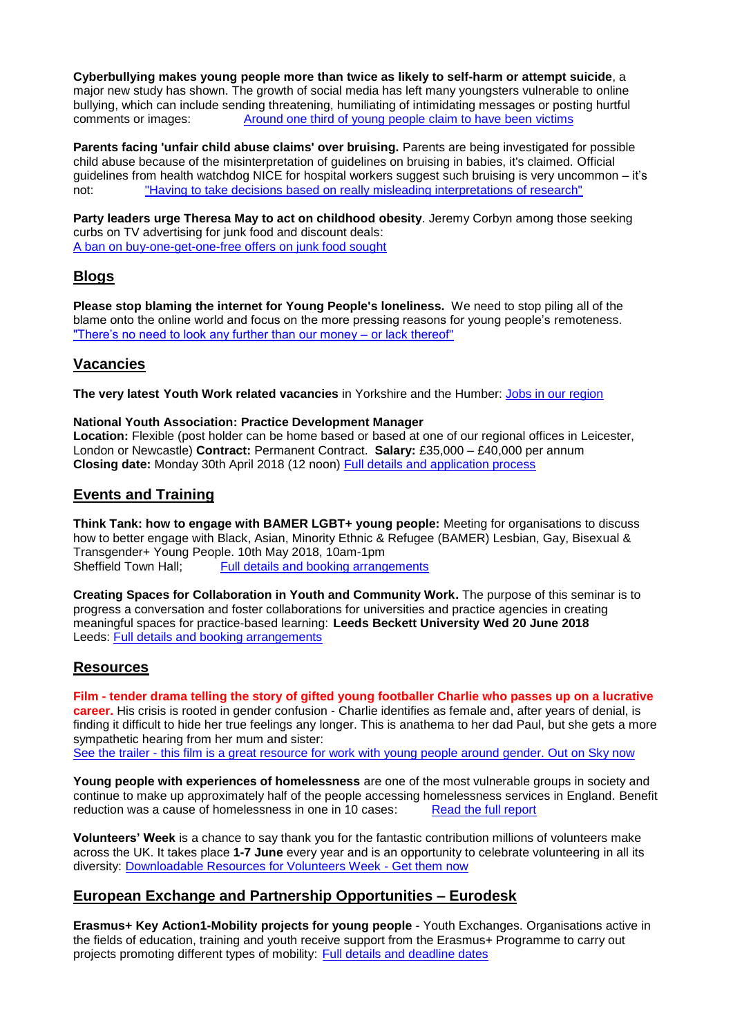**Cyberbullying makes young people more than twice as likely to self-harm or attempt suicide**, a major new study has shown. The growth of social media has left many youngsters vulnerable to online bullying, which can include sending threatening, humiliating of intimidating messages or posting hurtful comments or images: [Around one third of young people claim to have been victims]

**Parents facing 'unfair child abuse claims' over bruising.** Parents are being investigated for possible child abuse because of the misinterpretation of guidelines on bruising in babies, it's claimed. Official guidelines from health watchdog NICE for hospital workers suggest such bruising is very uncommon – it's not: ["Having to take decisions based on really misleading interpretations of research"]

**Party leaders urge Theresa May to act on childhood obesity**. Jeremy Corbyn among those seeking curbs on TV advertising for junk food and discount deals:
[A ban on buy-one-get-one-free offers on junk food sought]

## Blogs

**Please stop blaming the internet for Young People's loneliness.** We need to stop piling all of the blame onto the online world and focus on the more pressing reasons for young people's remoteness. ["There's no need to look any further than our money – or lack thereof"]

## Vacancies

**The very latest Youth Work related vacancies** in Yorkshire and the Humber: [Jobs in our region]

**National Youth Association: Practice Development Manager**
**Location:** Flexible (post holder can be home based or based at one of our regional offices in Leicester, London or Newcastle) **Contract:** Permanent Contract. **Salary:** £35,000 – £40,000 per annum
**Closing date:** Monday 30th April 2018 (12 noon) [Full details and application process]

## Events and Training

**Think Tank: how to engage with BAMER LGBT+ young people:** Meeting for organisations to discuss how to better engage with Black, Asian, Minority Ethnic & Refugee (BAMER) Lesbian, Gay, Bisexual & Transgender+ Young People. 10th May 2018, 10am-1pm
Sheffield Town Hall; [Full details and booking arrangements]

**Creating Spaces for Collaboration in Youth and Community Work.** The purpose of this seminar is to progress a conversation and foster collaborations for universities and practice agencies in creating meaningful spaces for practice-based learning: **Leeds Beckett University Wed 20 June 2018**
Leeds: [Full details and booking arrangements]

## Resources

**Film - tender drama telling the story of gifted young footballer Charlie who passes up on a lucrative career.** His crisis is rooted in gender confusion - Charlie identifies as female and, after years of denial, is finding it difficult to hide her true feelings any longer. This is anathema to her dad Paul, but she gets a more sympathetic hearing from her mum and sister:
[See the trailer - this film is a great resource for work with young people around gender. Out on Sky now]

**Young people with experiences of homelessness** are one of the most vulnerable groups in society and continue to make up approximately half of the people accessing homelessness services in England. Benefit reduction was a cause of homelessness in one in 10 cases: [Read the full report]

**Volunteers' Week** is a chance to say thank you for the fantastic contribution millions of volunteers make across the UK. It takes place **1-7 June** every year and is an opportunity to celebrate volunteering in all its diversity: [Downloadable Resources for Volunteers Week - Get them now]

## European Exchange and Partnership Opportunities – Eurodesk

**Erasmus+ Key Action1-Mobility projects for young people** - Youth Exchanges. Organisations active in the fields of education, training and youth receive support from the Erasmus+ Programme to carry out projects promoting different types of mobility: [Full details and deadline dates]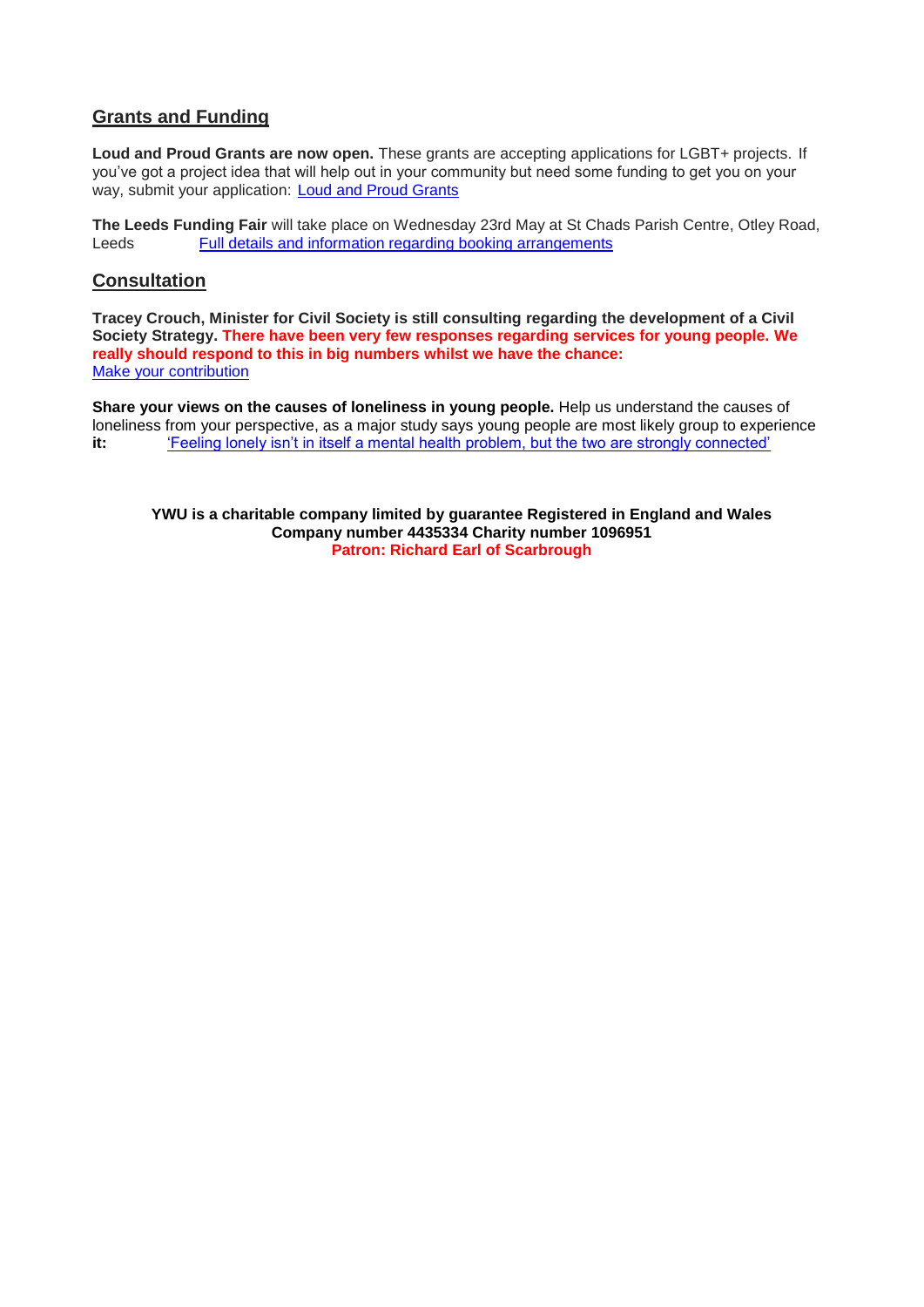## Grants and Funding

**Loud and Proud Grants are now open.** These grants are accepting applications for LGBT+ projects. If you've got a project idea that will help out in your community but need some funding to get you on your way, submit your application: Loud and Proud Grants

**The Leeds Funding Fair** will take place on Wednesday 23rd May at St Chads Parish Centre, Otley Road, Leeds Full details and information regarding booking arrangements

## Consultation

**Tracey Crouch, Minister for Civil Society is still consulting regarding the development of a Civil Society Strategy. There have been very few responses regarding services for young people. We really should respond to this in big numbers whilst we have the chance:**
Make your contribution

**Share your views on the causes of loneliness in young people.** Help us understand the causes of loneliness from your perspective, as a major study says young people are most likely group to experience **it:** 'Feeling lonely isn't in itself a mental health problem, but the two are strongly connected'

**YWU is a charitable company limited by guarantee Registered in England and Wales**
**Company number 4435334 Charity number 1096951**
**Patron: Richard Earl of Scarbrough**